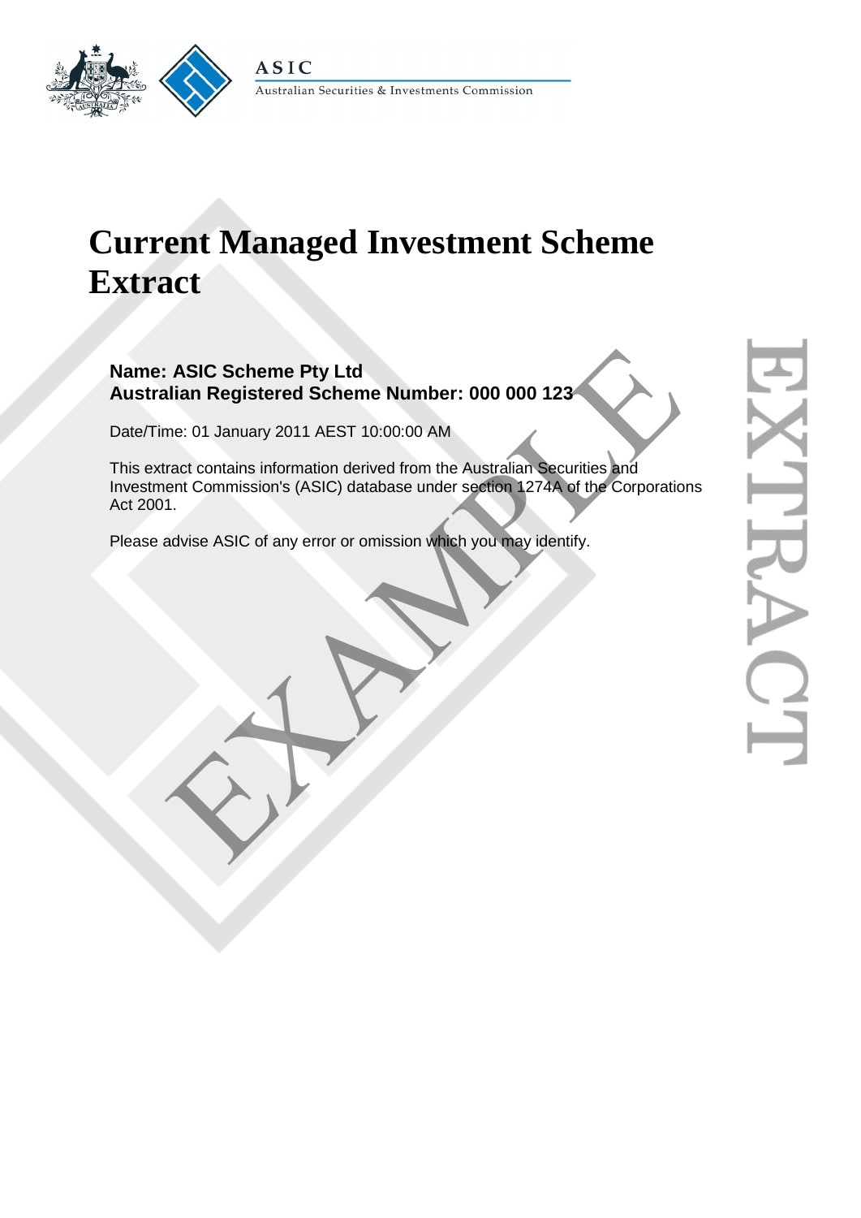# Current Managed Investment Scheme Extract

**Name: ASIC Scheme Pty Ltd**
**Australian Registered Scheme Number: 000 000 123**

Date/Time: 01 January 2011 AEST 10:00:00 AM

This extract contains information derived from the Australian Securities and Investment Commission's (ASIC) database under section 1274A of the Corporations Act 2001.

Please advise ASIC of any error or omission which you may identify.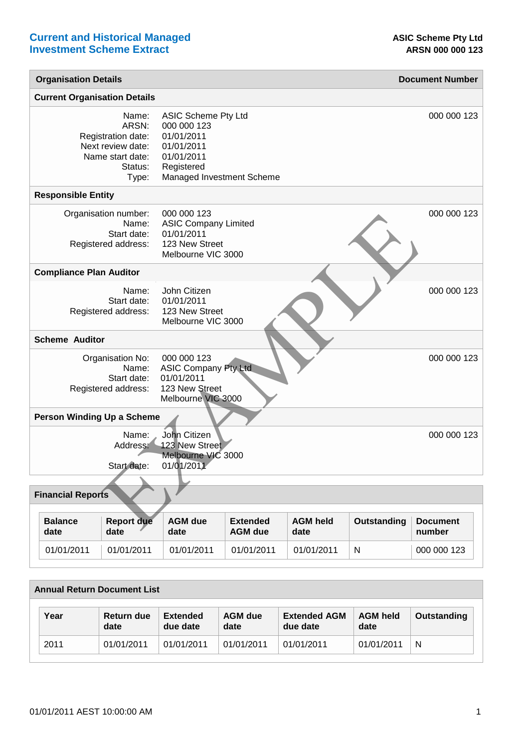# Current and Historical Managed Investment Scheme Extract

**ASIC Scheme Pty Ltd**
**ARSN 000 000 123**

| Organisation Details | | Document Number |
|---|---|---|
| **Current Organisation Details** | | |
| Name: | ASIC Scheme Pty Ltd | 000 000 123 |
| ARSN: | 000 000 123 | |
| Registration date: | 01/01/2011 | |
| Next review date: | 01/01/2011 | |
| Name start date: | 01/01/2011 | |
| Status: | Registered | |
| Type: | Managed Investment Scheme | |
| **Responsible Entity** | | |
| Organisation number: | 000 000 123 | 000 000 123 |
| Name: | ASIC Company Limited | |
| Start date: | 01/01/2011 | |
| Registered address: | 123 New Street<br>Melbourne VIC 3000 | |
| **Compliance Plan Auditor** | | |
| Name: | John Citizen | 000 000 123 |
| Start date: | 01/01/2011 | |
| Registered address: | 123 New Street<br>Melbourne VIC 3000 | |
| **Scheme Auditor** | | |
| Organisation No: | 000 000 123 | 000 000 123 |
| Name: | ASIC Company Pty Ltd | |
| Start date: | 01/01/2011 | |
| Registered address: | 123 New Street<br>Melbourne VIC 3000 | |
| **Person Winding Up a Scheme** | | |
| Name: | John Citizen | 000 000 123 |
| Address: | 123 New Street<br>Melbourne VIC 3000 | |
| Start date: | 01/01/2011 | |

EXAMPLE

## Financial Reports

| Balance date | Report due date | AGM due date | Extended AGM due | AGM held date | Outstanding | Document number |
|---|---|---|---|---|---|---|
| 01/01/2011 | 01/01/2011 | 01/01/2011 | 01/01/2011 | 01/01/2011 | N | 000 000 123 |

## Annual Return Document List

| Year | Return due date | Extended due date | AGM due date | Extended AGM due date | AGM held date | Outstanding |
|---|---|---|---|---|---|---|
| 2011 | 01/01/2011 | 01/01/2011 | 01/01/2011 | 01/01/2011 | 01/01/2011 | N |

01/01/2011 AEST 10:00:00 AM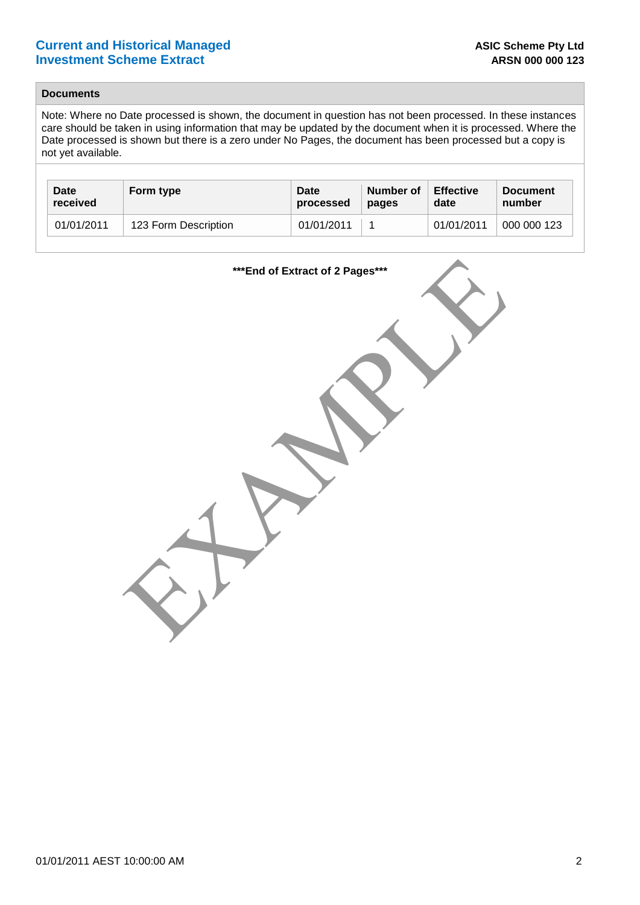## Documents

Note: Where no Date processed is shown, the document in question has not been processed. In these instances care should be taken in using information that may be updated by the document when it is processed. Where the Date processed is shown but there is a zero under No Pages, the document has been processed but a copy is not yet available.

| Date received | Form type | Date processed | Number of pages | Effective date | Document number |
|---|---|---|---|---|---|
| 01/01/2011 | 123 Form Description | 01/01/2011 | 1 | 01/01/2011 | 000 000 123 |

**\*\*\*End of Extract of 2 Pages\*\*\***

EXAMPLE